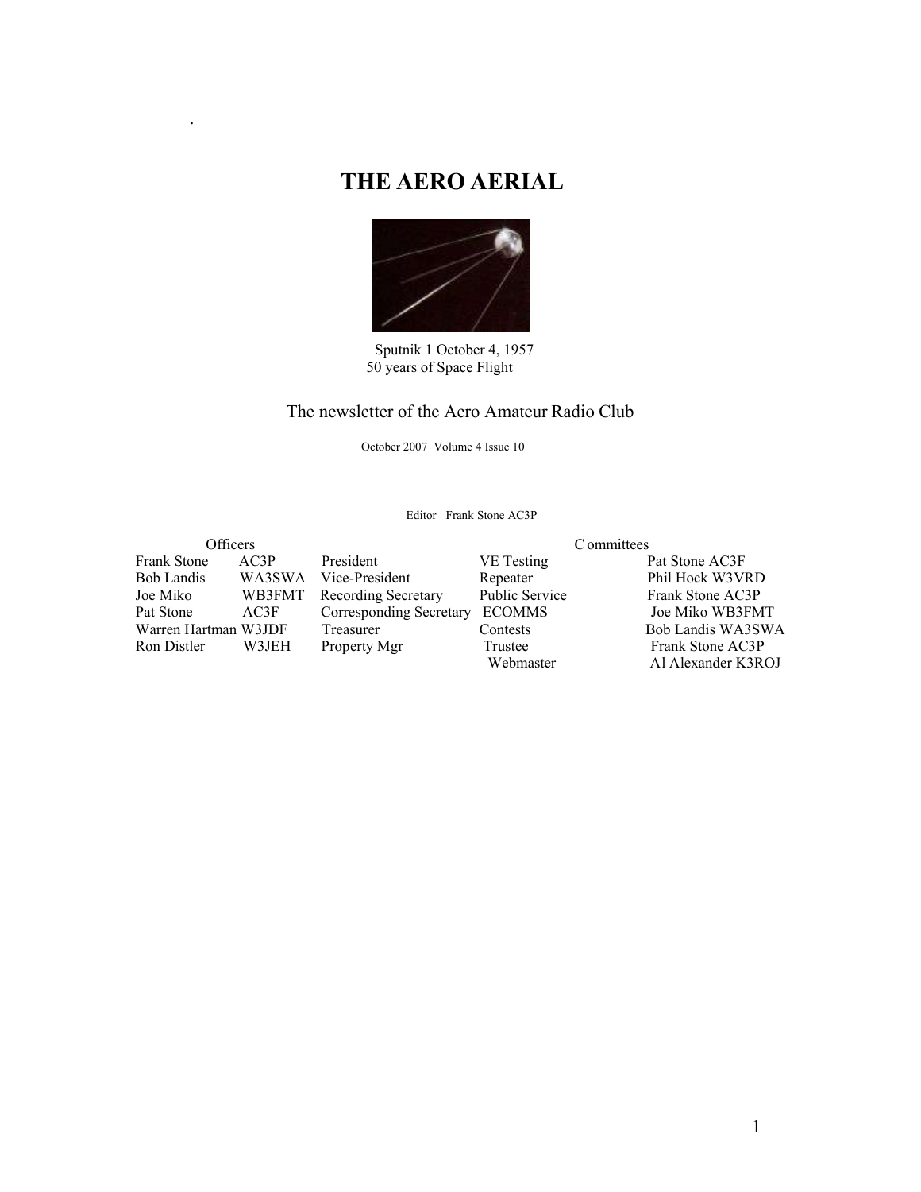# THE AERO AERIAL

Sputnik 1 October 4, 1957
50 years of Space Flight

The newsletter of the Aero Amateur Radio Club

October 2007 Volume 4 Issue 10

Editor Frank Stone AC3P

| Officers | | | Committees | |
|---|---|---|---|---|
| Frank Stone | AC3P | President | VE Testing | Pat Stone AC3F |
| Bob Landis | WA3SWA | Vice-President | Repeater | Phil Hock W3VRD |
| Joe Miko | WB3FMT | Recording Secretary | Public Service | Frank Stone AC3P |
| Pat Stone | AC3F | Corresponding Secretary | ECOMMS | Joe Miko WB3FMT |
| Warren Hartman | W3JDF | Treasurer | Contests | Bob Landis WA3SWA |
| Ron Distler | W3JEH | Property Mgr | Trustee | Frank Stone AC3P |
| | | | Webmaster | Al Alexander K3ROJ |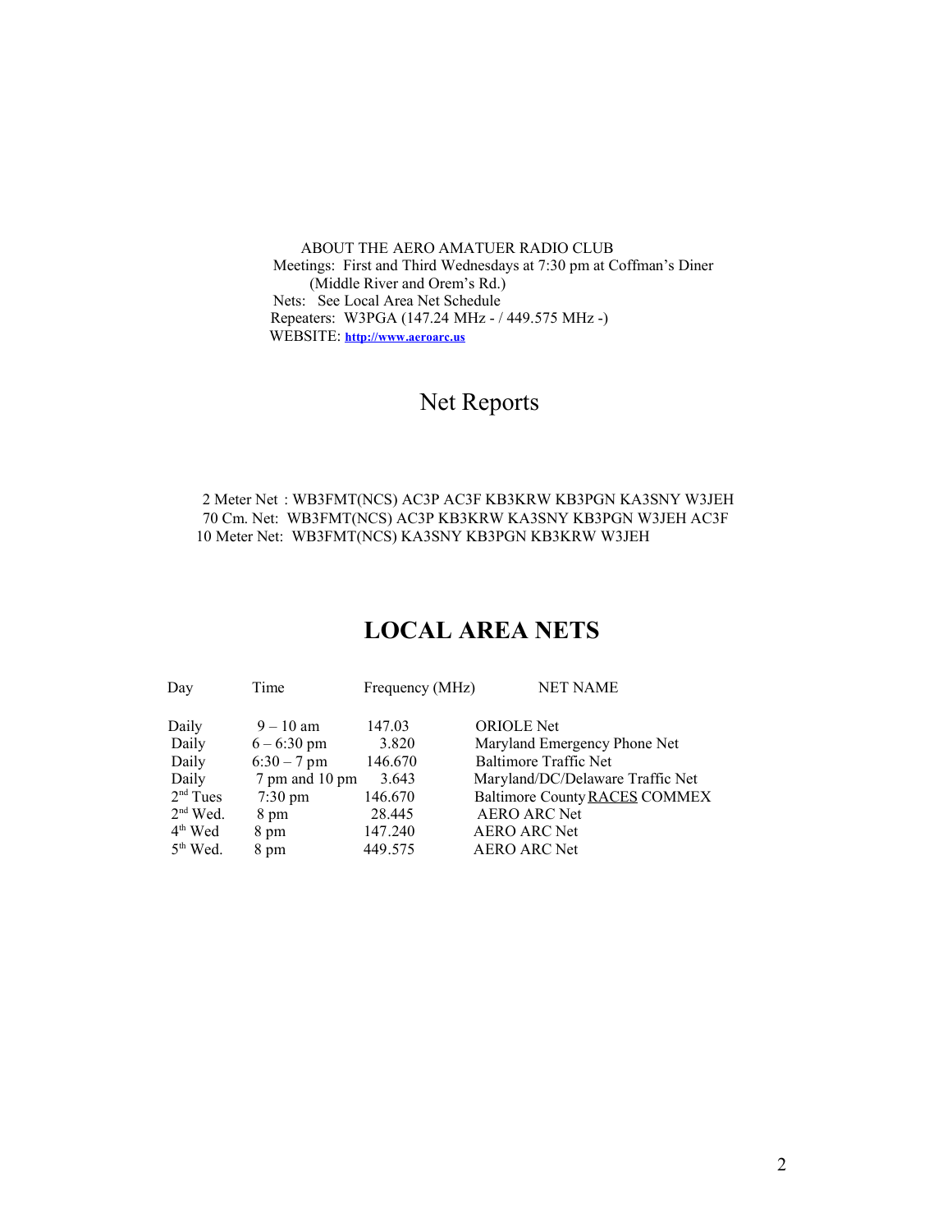ABOUT THE AERO AMATUER RADIO CLUB

Meetings: First and Third Wednesdays at 7:30 pm at Coffman's Diner (Middle River and Orem's Rd.)

Nets: See Local Area Net Schedule

Repeaters: W3PGA (147.24 MHz - / 449.575 MHz -)

WEBSITE: **http://www.aeroarc.us**

# Net Reports

2 Meter Net : WB3FMT(NCS) AC3P AC3F KB3KRW KB3PGN KA3SNY W3JEH

70 Cm. Net: WB3FMT(NCS) AC3P KB3KRW KA3SNY KB3PGN W3JEH AC3F

10 Meter Net: WB3FMT(NCS) KA3SNY KB3PGN KB3KRW W3JEH

# LOCAL AREA NETS

| Day | Time | Frequency (MHz) | NET NAME |
|---|---|---|---|
| Daily | 9 – 10 am | 147.03 | ORIOLE Net |
| Daily | 6 – 6:30 pm | 3.820 | Maryland Emergency Phone Net |
| Daily | 6:30 – 7 pm | 146.670 | Baltimore Traffic Net |
| Daily | 7 pm and 10 pm | 3.643 | Maryland/DC/Delaware Traffic Net |
| 2nd Tues | 7:30 pm | 146.670 | Baltimore County RACES COMMEX |
| 2nd Wed. | 8 pm | 28.445 | AERO ARC Net |
| 4th Wed | 8 pm | 147.240 | AERO ARC Net |
| 5th Wed. | 8 pm | 449.575 | AERO ARC Net |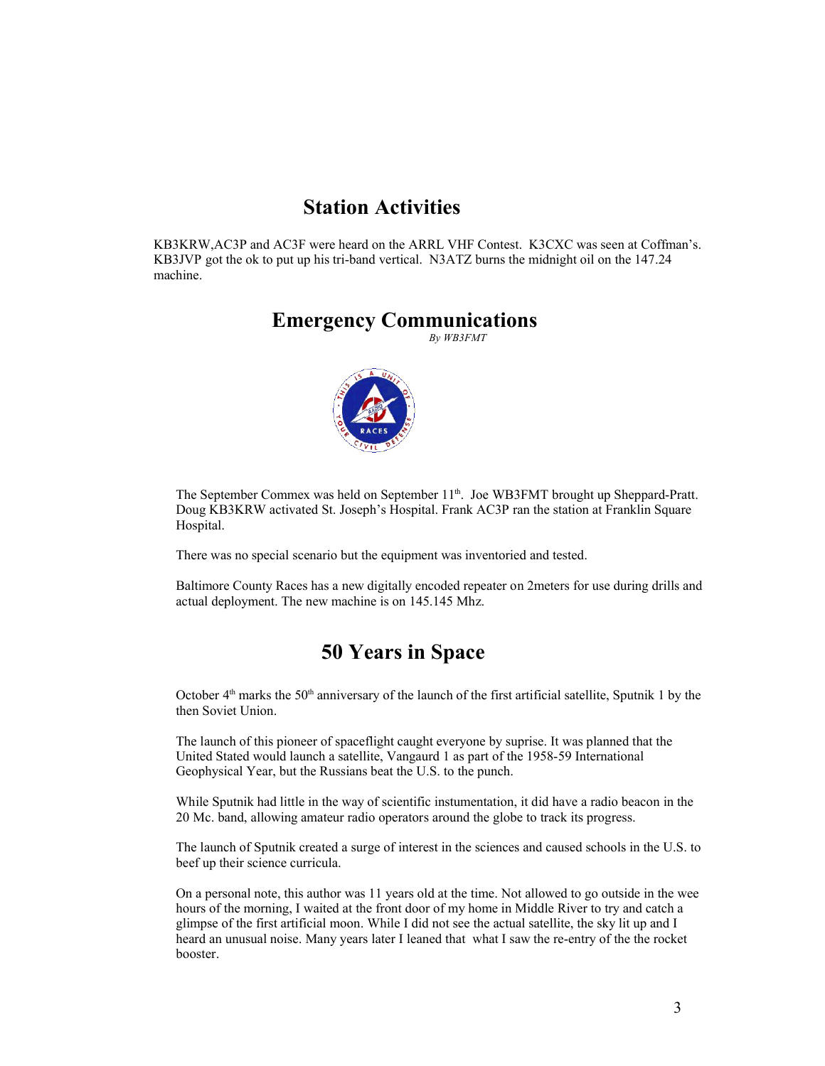## Station Activities

KB3KRW,AC3P and AC3F were heard on the ARRL VHF Contest. K3CXC was seen at Coffman's. KB3JVP got the ok to put up his tri-band vertical. N3ATZ burns the midnight oil on the 147.24 machine.

## Emergency Communications

*By WB3FMT*

The September Commex was held on September 11th. Joe WB3FMT brought up Sheppard-Pratt. Doug KB3KRW activated St. Joseph's Hospital. Frank AC3P ran the station at Franklin Square Hospital.

There was no special scenario but the equipment was inventoried and tested.

Baltimore County Races has a new digitally encoded repeater on 2meters for use during drills and actual deployment. The new machine is on 145.145 Mhz.

## 50 Years in Space

October 4th marks the 50th anniversary of the launch of the first artificial satellite, Sputnik 1 by the then Soviet Union.

The launch of this pioneer of spaceflight caught everyone by suprise. It was planned that the United Stated would launch a satellite, Vangaurd 1 as part of the 1958-59 International Geophysical Year, but the Russians beat the U.S. to the punch.

While Sputnik had little in the way of scientific instumentation, it did have a radio beacon in the 20 Mc. band, allowing amateur radio operators around the globe to track its progress.

The launch of Sputnik created a surge of interest in the sciences and caused schools in the U.S. to beef up their science curricula.

On a personal note, this author was 11 years old at the time. Not allowed to go outside in the wee hours of the morning, I waited at the front door of my home in Middle River to try and catch a glimpse of the first artificial moon. While I did not see the actual satellite, the sky lit up and I heard an unusual noise. Many years later I leaned that what I saw the re-entry of the the rocket booster.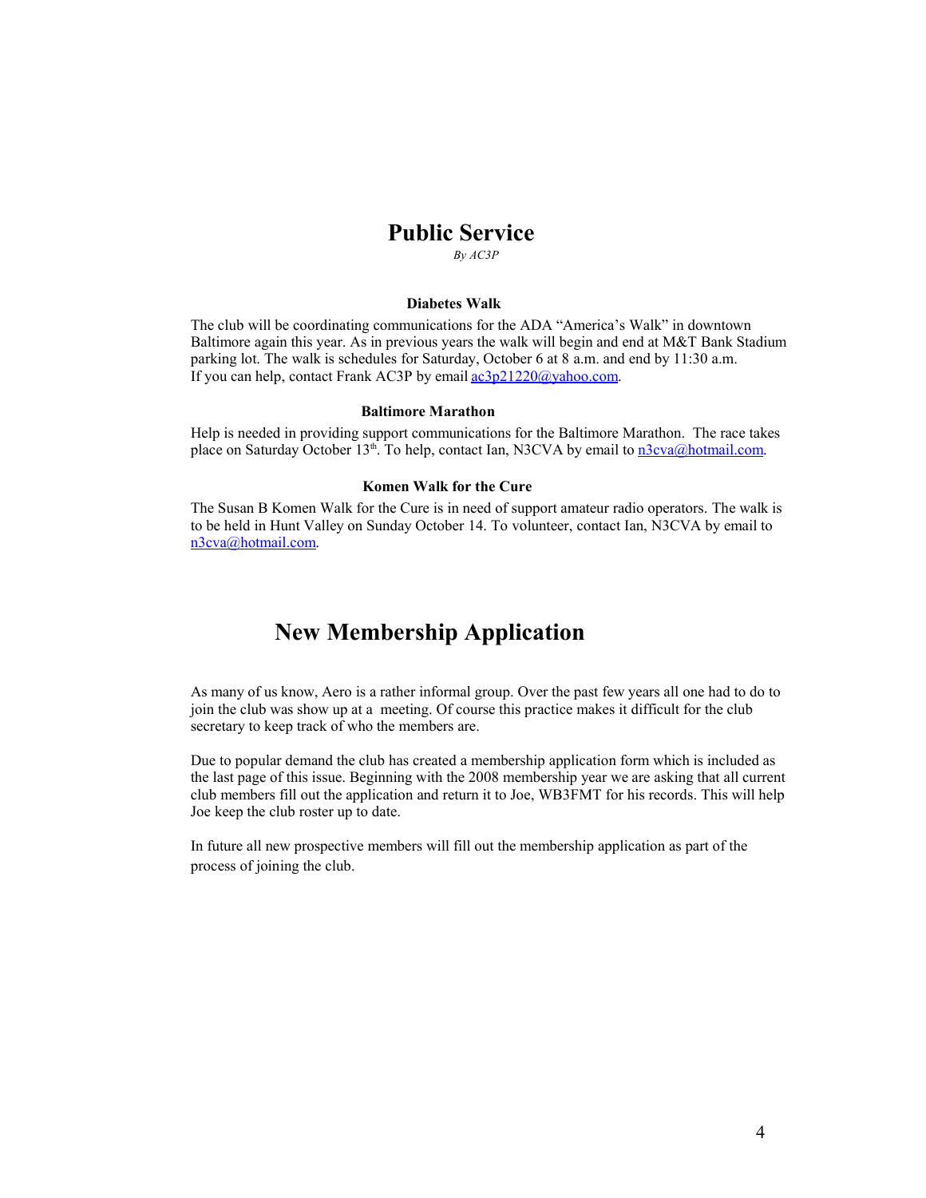# Public Service

*By AC3P*

### Diabetes Walk

The club will be coordinating communications for the ADA "America's Walk" in downtown Baltimore again this year. As in previous years the walk will begin and end at M&T Bank Stadium parking lot. The walk is schedules for Saturday, October 6 at 8 a.m. and end by 11:30 a.m. If you can help, contact Frank AC3P by email ac3p21220@yahoo.com.

### Baltimore Marathon

Help is needed in providing support communications for the Baltimore Marathon. The race takes place on Saturday October 13th. To help, contact Ian, N3CVA by email to n3cva@hotmail.com.

### Komen Walk for the Cure

The Susan B Komen Walk for the Cure is in need of support amateur radio operators. The walk is to be held in Hunt Valley on Sunday October 14. To volunteer, contact Ian, N3CVA by email to n3cva@hotmail.com.

# New Membership Application

As many of us know, Aero is a rather informal group. Over the past few years all one had to do to join the club was show up at a meeting. Of course this practice makes it difficult for the club secretary to keep track of who the members are.

Due to popular demand the club has created a membership application form which is included as the last page of this issue. Beginning with the 2008 membership year we are asking that all current club members fill out the application and return it to Joe, WB3FMT for his records. This will help Joe keep the club roster up to date.

In future all new prospective members will fill out the membership application as part of the process of joining the club.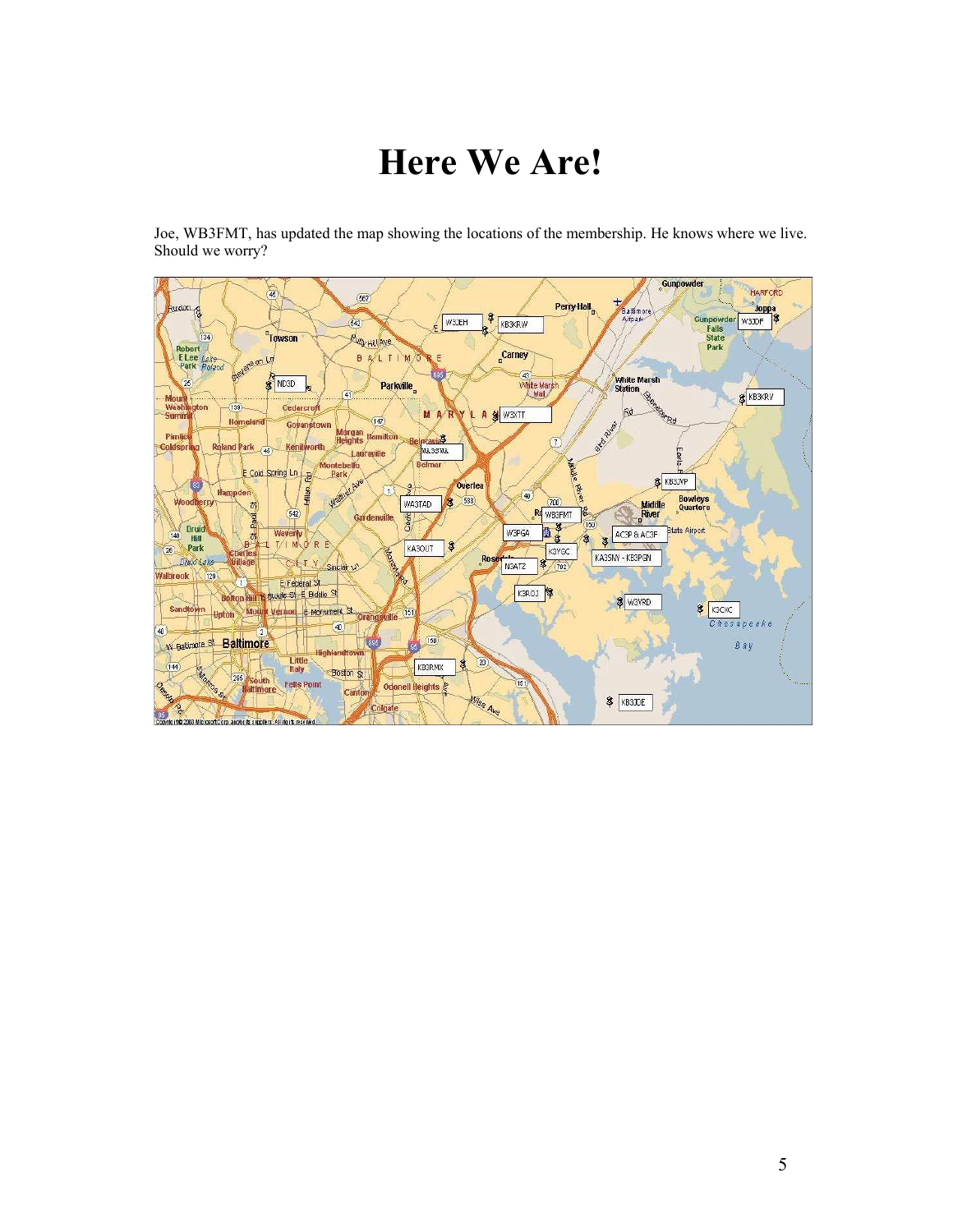# Here We Are!

Joe, WB3FMT, has updated the map showing the locations of the membership. He knows where we live. Should we worry?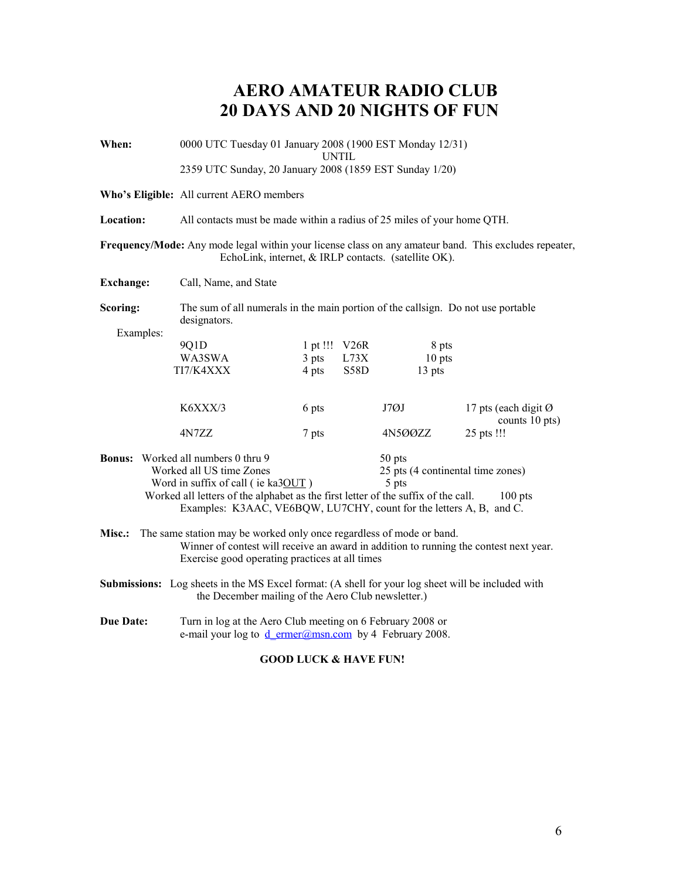# AERO AMATEUR RADIO CLUB
# 20 DAYS AND 20 NIGHTS OF FUN

**When:** 0000 UTC Tuesday 01 January 2008 (1900 EST Monday 12/31)
UNTIL
2359 UTC Sunday, 20 January 2008 (1859 EST Sunday 1/20)

**Who's Eligible:** All current AERO members

**Location:** All contacts must be made within a radius of 25 miles of your home QTH.

**Frequency/Mode:** Any mode legal within your license class on any amateur band. This excludes repeater, EchoLink, internet, & IRLP contacts. (satellite OK).

**Exchange:** Call, Name, and State

**Scoring:** The sum of all numerals in the main portion of the callsign. Do not use portable designators.

Examples:

| Call | Points | Call | Points |
|---|---|---|---|
| 9Q1D | 1 pt !!! | V26R | 8 pts |
| WA3SWA | 3 pts | L73X | 10 pts |
| TI7/K4XXX | 4 pts | S58D | 13 pts |
| K6XXX/3 | 6 pts | J7ØJ | 17 pts (each digit Ø counts 10 pts) |
| 4N7ZZ | 7 pts | 4N5ØØZZ | 25 pts !!! |

**Bonus:**

- Worked all numbers 0 thru 9 — 50 pts
- Worked all US time Zones — 25 pts (4 continental time zones)
- Word in suffix of call ( ie ka3OUT ) — 5 pts
- Worked all letters of the alphabet as the first letter of the suffix of the call. — 100 pts
  Examples: K3AAC, VE6BQW, LU7CHY, count for the letters A, B, and C.

**Misc.:** The same station may be worked only once regardless of mode or band.
Winner of contest will receive an award in addition to running the contest next year.
Exercise good operating practices at all times

**Submissions:** Log sheets in the MS Excel format: (A shell for your log sheet will be included with the December mailing of the Aero Club newsletter.)

**Due Date:** Turn in log at the Aero Club meeting on 6 February 2008 or
e-mail your log to d_ermer@msn.com by 4 February 2008.

**GOOD LUCK & HAVE FUN!**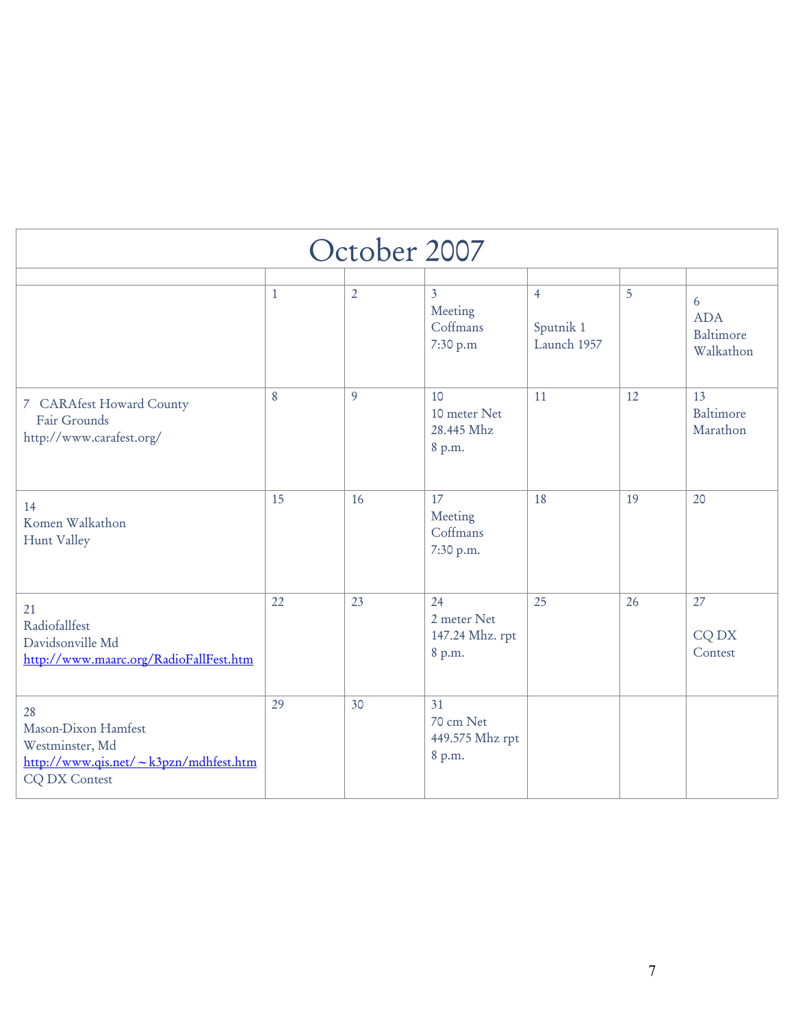# October 2007

| | | | | | | |
|---|---|---|---|---|---|---|
| | 1 | 2 | 3 Meeting Coffmans 7:30 p.m | 4 Sputnik 1 Launch 1957 | 5 | 6 ADA Baltimore Walkathon |
| 7 CARAfest Howard County Fair Grounds http://www.carafest.org/ | 8 | 9 | 10 10 meter Net 28.445 Mhz 8 p.m. | 11 | 12 | 13 Baltimore Marathon |
| 14 Komen Walkathon Hunt Valley | 15 | 16 | 17 Meeting Coffmans 7:30 p.m. | 18 | 19 | 20 |
| 21 Radiofallfest Davidsonville Md http://www.maarc.org/RadioFallFest.htm | 22 | 23 | 24 2 meter Net 147.24 Mhz. rpt 8 p.m. | 25 | 26 | 27 CQ DX Contest |
| 28 Mason-Dixon Hamfest Westminster, Md http://www.qis.net/~k3pzn/mdhfest.htm CQ DX Contest | 29 | 30 | 31 70 cm Net 449.575 Mhz rpt 8 p.m. | | | |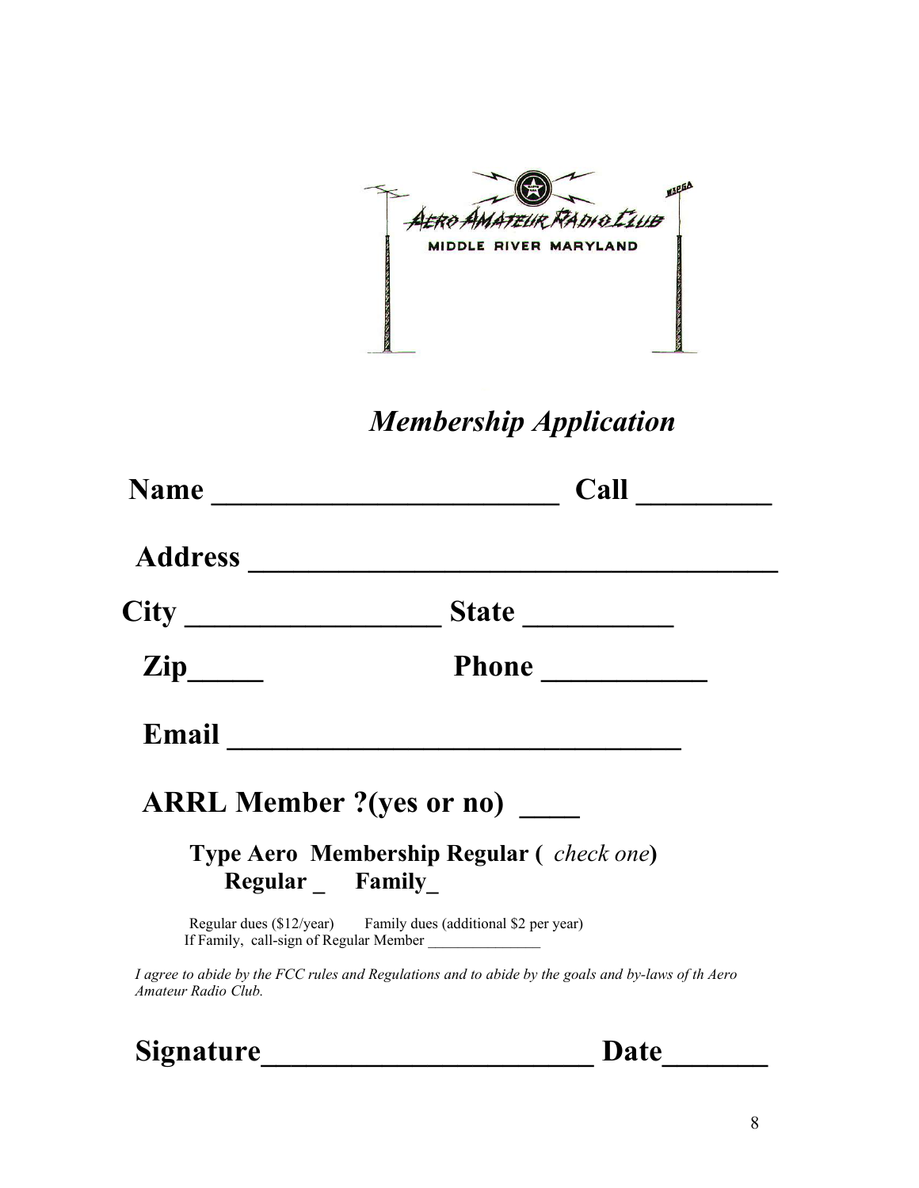# *Membership Application*

**Name ________________________ Call _________**

**Address ____________________________________**

**City __________________ State __________**

**Zip_____ Phone ___________**

**Email _______________________________**

**ARRL Member ?(yes or no) ____**

**Type Aero Membership Regular (** *check one***)**
**Regular _ Family_**

Regular dues ($12/year) Family dues (additional $2 per year)
If Family, call-sign of Regular Member _______________

*I agree to abide by the FCC rules and Regulations and to abide by the goals and by-laws of th Aero Amateur Radio Club.*

**Signature_______________________ Date_______**